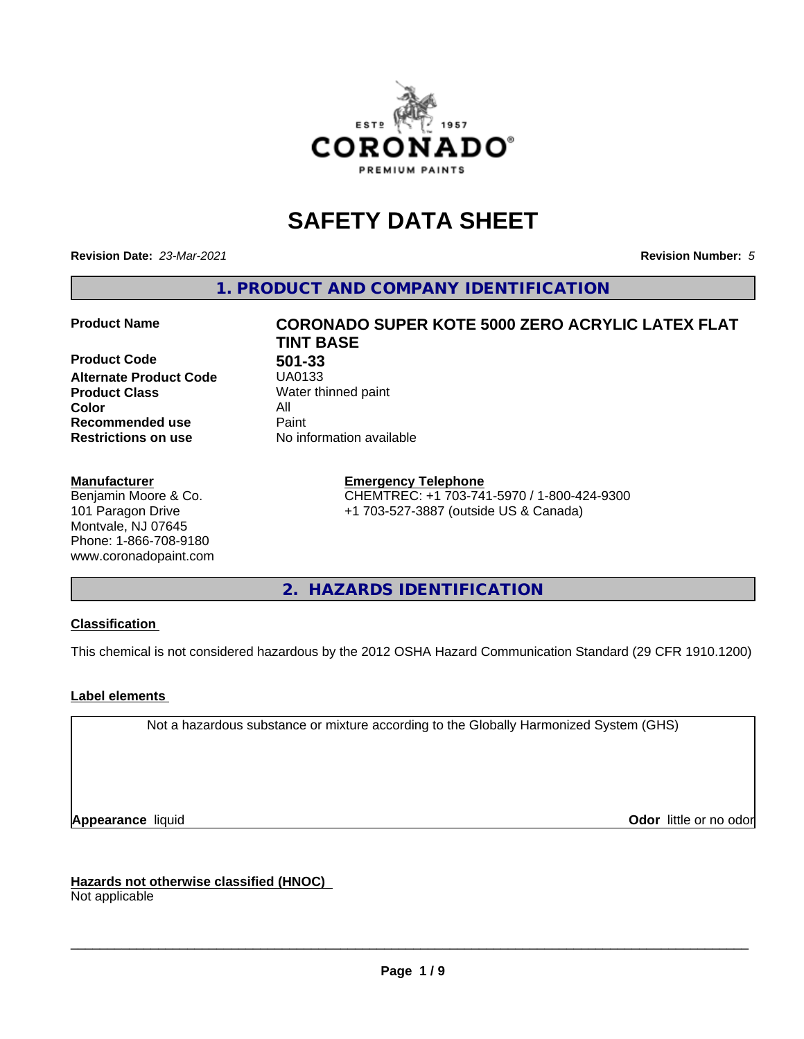# SAFETY DATA SHEET

**Revision Date:** *23-Mar-2021* **Revision Number:** *5*

## 1. PRODUCT AND COMPANY IDENTIFICATION

| | |
|---|---|
| **Product Name** | **CORONADO SUPER KOTE 5000 ZERO ACRYLIC LATEX FLAT TINT BASE** |
| **Product Code** | **501-33** |
| **Alternate Product Code** | UA0133 |
| **Product Class** | Water thinned paint |
| **Color** | All |
| **Recommended use** | Paint |
| **Restrictions on use** | No information available |

**Manufacturer**
Benjamin Moore & Co.
101 Paragon Drive
Montvale, NJ 07645
Phone: 1-866-708-9180
www.coronadopaint.com

**Emergency Telephone**
CHEMTREC: +1 703-741-5970 / 1-800-424-9300
+1 703-527-3887 (outside US & Canada)

## 2. HAZARDS IDENTIFICATION

**Classification**

This chemical is not considered hazardous by the 2012 OSHA Hazard Communication Standard (29 CFR 1910.1200)

**Label elements**

Not a hazardous substance or mixture according to the Globally Harmonized System (GHS)

**Appearance** liquid **Odor** little or no odor

**Hazards not otherwise classified (HNOC)**
Not applicable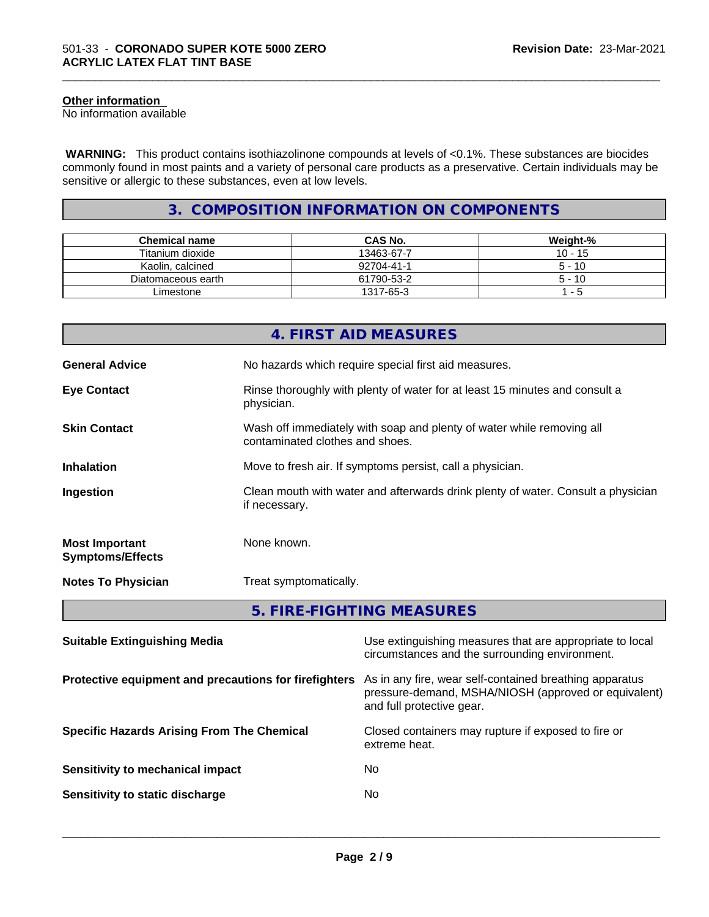**Other information**
No information available

**WARNING:** This product contains isothiazolinone compounds at levels of <0.1%. These substances are biocides commonly found in most paints and a variety of personal care products as a preservative. Certain individuals may be sensitive or allergic to these substances, even at low levels.

## 3. COMPOSITION INFORMATION ON COMPONENTS

| Chemical name | CAS No. | Weight-% |
|---|---|---|
| Titanium dioxide | 13463-67-7 | 10 - 15 |
| Kaolin, calcined | 92704-41-1 | 5 - 10 |
| Diatomaceous earth | 61790-53-2 | 5 - 10 |
| Limestone | 1317-65-3 | 1 - 5 |

## 4. FIRST AID MEASURES

**General Advice**
No hazards which require special first aid measures.

**Eye Contact**
Rinse thoroughly with plenty of water for at least 15 minutes and consult a physician.

**Skin Contact**
Wash off immediately with soap and plenty of water while removing all contaminated clothes and shoes.

**Inhalation**
Move to fresh air. If symptoms persist, call a physician.

**Ingestion**
Clean mouth with water and afterwards drink plenty of water. Consult a physician if necessary.

**Most Important Symptoms/Effects**
None known.

**Notes To Physician**
Treat symptomatically.

## 5. FIRE-FIGHTING MEASURES

**Suitable Extinguishing Media**
Use extinguishing measures that are appropriate to local circumstances and the surrounding environment.

**Protective equipment and precautions for firefighters**
As in any fire, wear self-contained breathing apparatus pressure-demand, MSHA/NIOSH (approved or equivalent) and full protective gear.

**Specific Hazards Arising From The Chemical**
Closed containers may rupture if exposed to fire or extreme heat.

**Sensitivity to mechanical impact**
No

**Sensitivity to static discharge**
No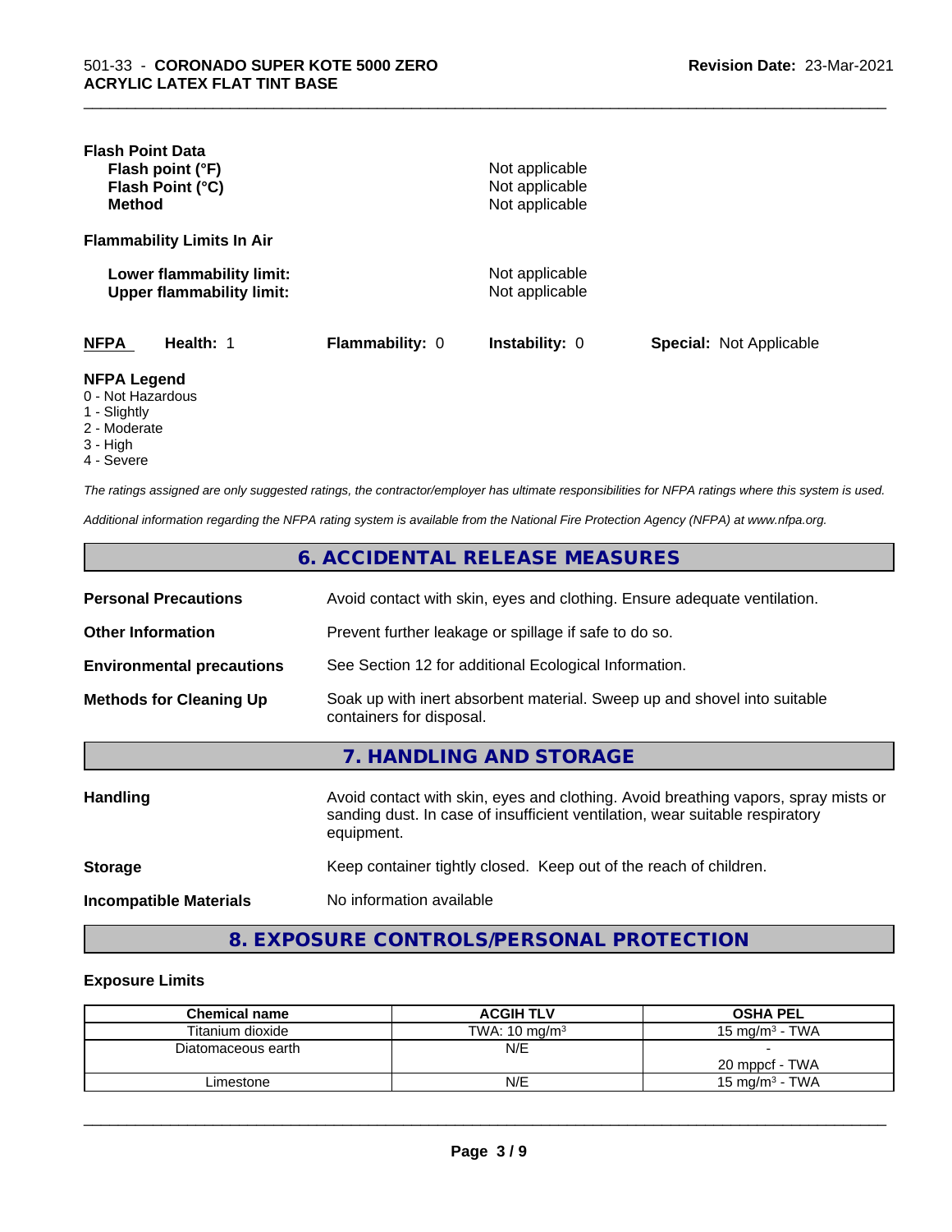**Flash Point Data**

| | |
|---|---|
| **Flash point (°F)** | Not applicable |
| **Flash Point (°C)** | Not applicable |
| **Method** | Not applicable |

**Flammability Limits In Air**

| | |
|---|---|
| **Lower flammability limit:** | Not applicable |
| **Upper flammability limit:** | Not applicable |

| **NFPA** | **Health:** 1 | **Flammability:** 0 | **Instability:** 0 | **Special:** Not Applicable |
|---|---|---|---|---|

**NFPA Legend**

- 0 - Not Hazardous
- 1 - Slightly
- 2 - Moderate
- 3 - High
- 4 - Severe

*The ratings assigned are only suggested ratings, the contractor/employer has ultimate responsibilities for NFPA ratings where this system is used.*

*Additional information regarding the NFPA rating system is available from the National Fire Protection Agency (NFPA) at www.nfpa.org.*

## 6. ACCIDENTAL RELEASE MEASURES

| | |
|---|---|
| **Personal Precautions** | Avoid contact with skin, eyes and clothing. Ensure adequate ventilation. |
| **Other Information** | Prevent further leakage or spillage if safe to do so. |
| **Environmental precautions** | See Section 12 for additional Ecological Information. |
| **Methods for Cleaning Up** | Soak up with inert absorbent material. Sweep up and shovel into suitable containers for disposal. |

## 7. HANDLING AND STORAGE

| | |
|---|---|
| **Handling** | Avoid contact with skin, eyes and clothing. Avoid breathing vapors, spray mists or sanding dust. In case of insufficient ventilation, wear suitable respiratory equipment. |
| **Storage** | Keep container tightly closed. Keep out of the reach of children. |
| **Incompatible Materials** | No information available |

## 8. EXPOSURE CONTROLS/PERSONAL PROTECTION

**Exposure Limits**

| Chemical name | ACGIH TLV | OSHA PEL |
|---|---|---|
| Titanium dioxide | TWA: 10 mg/m³ | 15 mg/m³ - TWA |
| Diatomaceous earth | N/E | -<br>20 mppcf - TWA |
| Limestone | N/E | 15 mg/m³ - TWA |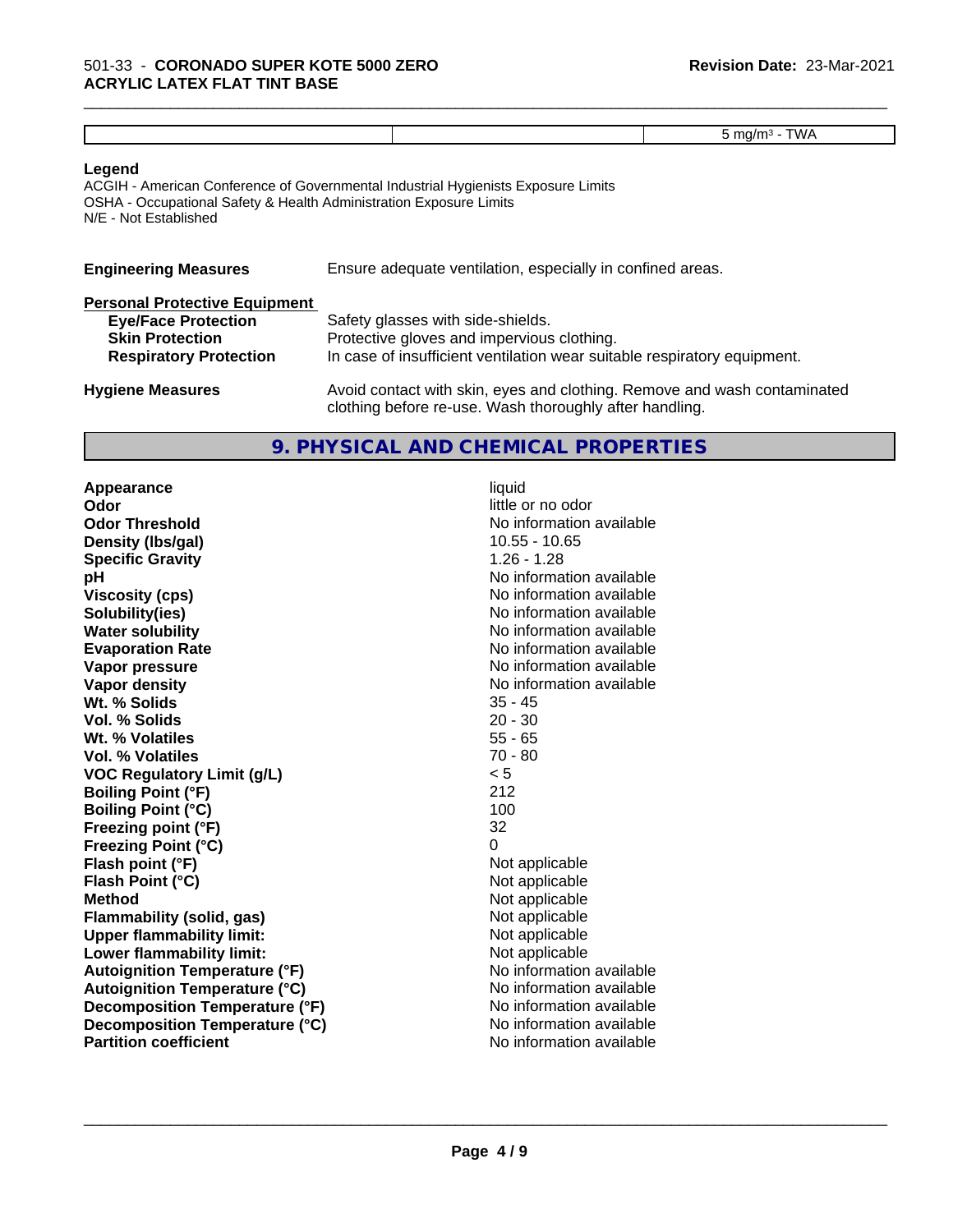| | | 5 mg/m³ - TWA |
|---|---|---|

**Legend**

ACGIH - American Conference of Governmental Industrial Hygienists Exposure Limits
OSHA - Occupational Safety & Health Administration Exposure Limits
N/E - Not Established

**Engineering Measures** Ensure adequate ventilation, especially in confined areas.

**Personal Protective Equipment**

- **Eye/Face Protection** Safety glasses with side-shields.
- **Skin Protection** Protective gloves and impervious clothing.
- **Respiratory Protection** In case of insufficient ventilation wear suitable respiratory equipment.

**Hygiene Measures** Avoid contact with skin, eyes and clothing. Remove and wash contaminated clothing before re-use. Wash thoroughly after handling.

## 9. PHYSICAL AND CHEMICAL PROPERTIES

| Property | Value |
|---|---|
| **Appearance** | liquid |
| **Odor** | little or no odor |
| **Odor Threshold** | No information available |
| **Density (lbs/gal)** | 10.55 - 10.65 |
| **Specific Gravity** | 1.26 - 1.28 |
| **pH** | No information available |
| **Viscosity (cps)** | No information available |
| **Solubility(ies)** | No information available |
| **Water solubility** | No information available |
| **Evaporation Rate** | No information available |
| **Vapor pressure** | No information available |
| **Vapor density** | No information available |
| **Wt. % Solids** | 35 - 45 |
| **Vol. % Solids** | 20 - 30 |
| **Wt. % Volatiles** | 55 - 65 |
| **Vol. % Volatiles** | 70 - 80 |
| **VOC Regulatory Limit (g/L)** | < 5 |
| **Boiling Point (°F)** | 212 |
| **Boiling Point (°C)** | 100 |
| **Freezing point (°F)** | 32 |
| **Freezing Point (°C)** | 0 |
| **Flash point (°F)** | Not applicable |
| **Flash Point (°C)** | Not applicable |
| **Method** | Not applicable |
| **Flammability (solid, gas)** | Not applicable |
| **Upper flammability limit:** | Not applicable |
| **Lower flammability limit:** | Not applicable |
| **Autoignition Temperature (°F)** | No information available |
| **Autoignition Temperature (°C)** | No information available |
| **Decomposition Temperature (°F)** | No information available |
| **Decomposition Temperature (°C)** | No information available |
| **Partition coefficient** | No information available |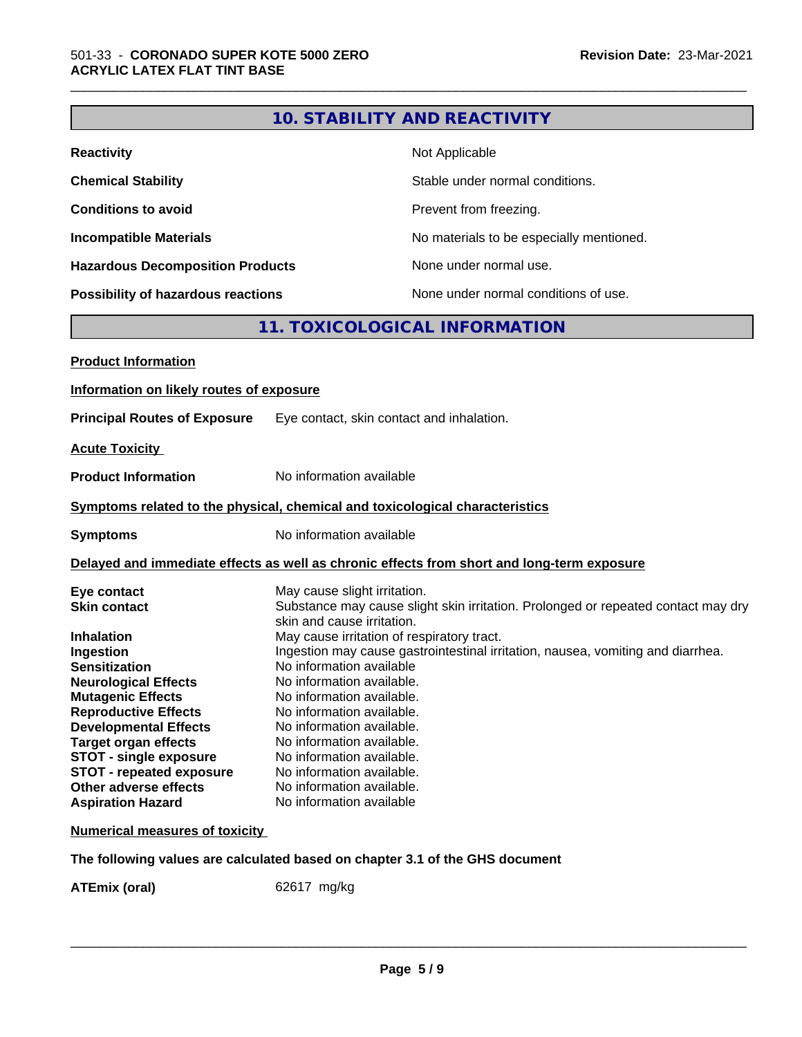## 10. STABILITY AND REACTIVITY

| | |
|---|---|
| **Reactivity** | Not Applicable |
| **Chemical Stability** | Stable under normal conditions. |
| **Conditions to avoid** | Prevent from freezing. |
| **Incompatible Materials** | No materials to be especially mentioned. |
| **Hazardous Decomposition Products** | None under normal use. |
| **Possibility of hazardous reactions** | None under normal conditions of use. |

## 11. TOXICOLOGICAL INFORMATION

**Product Information**

**Information on likely routes of exposure**

**Principal Routes of Exposure** Eye contact, skin contact and inhalation.

**Acute Toxicity**

**Product Information** No information available

**Symptoms related to the physical, chemical and toxicological characteristics**

**Symptoms** No information available

**Delayed and immediate effects as well as chronic effects from short and long-term exposure**

| | |
|---|---|
| **Eye contact** | May cause slight irritation. |
| **Skin contact** | Substance may cause slight skin irritation. Prolonged or repeated contact may dry skin and cause irritation. |
| **Inhalation** | May cause irritation of respiratory tract. |
| **Ingestion** | Ingestion may cause gastrointestinal irritation, nausea, vomiting and diarrhea. |
| **Sensitization** | No information available |
| **Neurological Effects** | No information available. |
| **Mutagenic Effects** | No information available. |
| **Reproductive Effects** | No information available. |
| **Developmental Effects** | No information available. |
| **Target organ effects** | No information available. |
| **STOT - single exposure** | No information available. |
| **STOT - repeated exposure** | No information available. |
| **Other adverse effects** | No information available. |
| **Aspiration Hazard** | No information available |

**Numerical measures of toxicity**

**The following values are calculated based on chapter 3.1 of the GHS document**

**ATEmix (oral)** 62617 mg/kg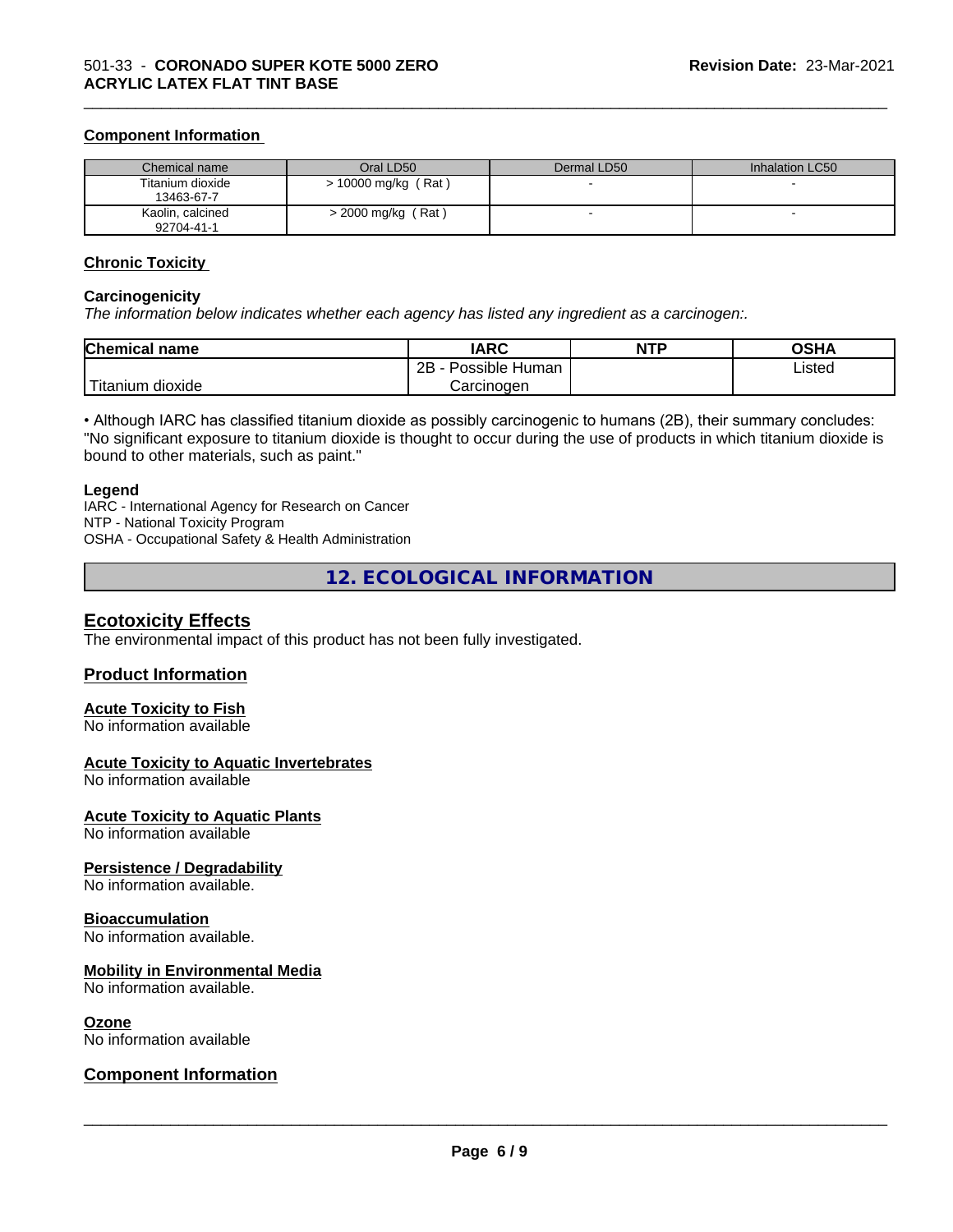**Component Information**

| Chemical name | Oral LD50 | Dermal LD50 | Inhalation LC50 |
|---|---|---|---|
| Titanium dioxide 13463-67-7 | > 10000 mg/kg ( Rat ) | - | - |
| Kaolin, calcined 92704-41-1 | > 2000 mg/kg ( Rat ) | - | - |

**Chronic Toxicity**

**Carcinogenicity**

*The information below indicates whether each agency has listed any ingredient as a carcinogen:.*

| Chemical name | IARC | NTP | OSHA |
|---|---|---|---|
| Titanium dioxide | 2B - Possible Human Carcinogen | | Listed |

• Although IARC has classified titanium dioxide as possibly carcinogenic to humans (2B), their summary concludes: "No significant exposure to titanium dioxide is thought to occur during the use of products in which titanium dioxide is bound to other materials, such as paint."

**Legend**

IARC - International Agency for Research on Cancer
NTP - National Toxicity Program
OSHA - Occupational Safety & Health Administration

## 12. ECOLOGICAL INFORMATION

### Ecotoxicity Effects

The environmental impact of this product has not been fully investigated.

### Product Information

**Acute Toxicity to Fish**

No information available

**Acute Toxicity to Aquatic Invertebrates**

No information available

**Acute Toxicity to Aquatic Plants**

No information available

**Persistence / Degradability**

No information available.

**Bioaccumulation**

No information available.

**Mobility in Environmental Media**

No information available.

**Ozone**

No information available

### Component Information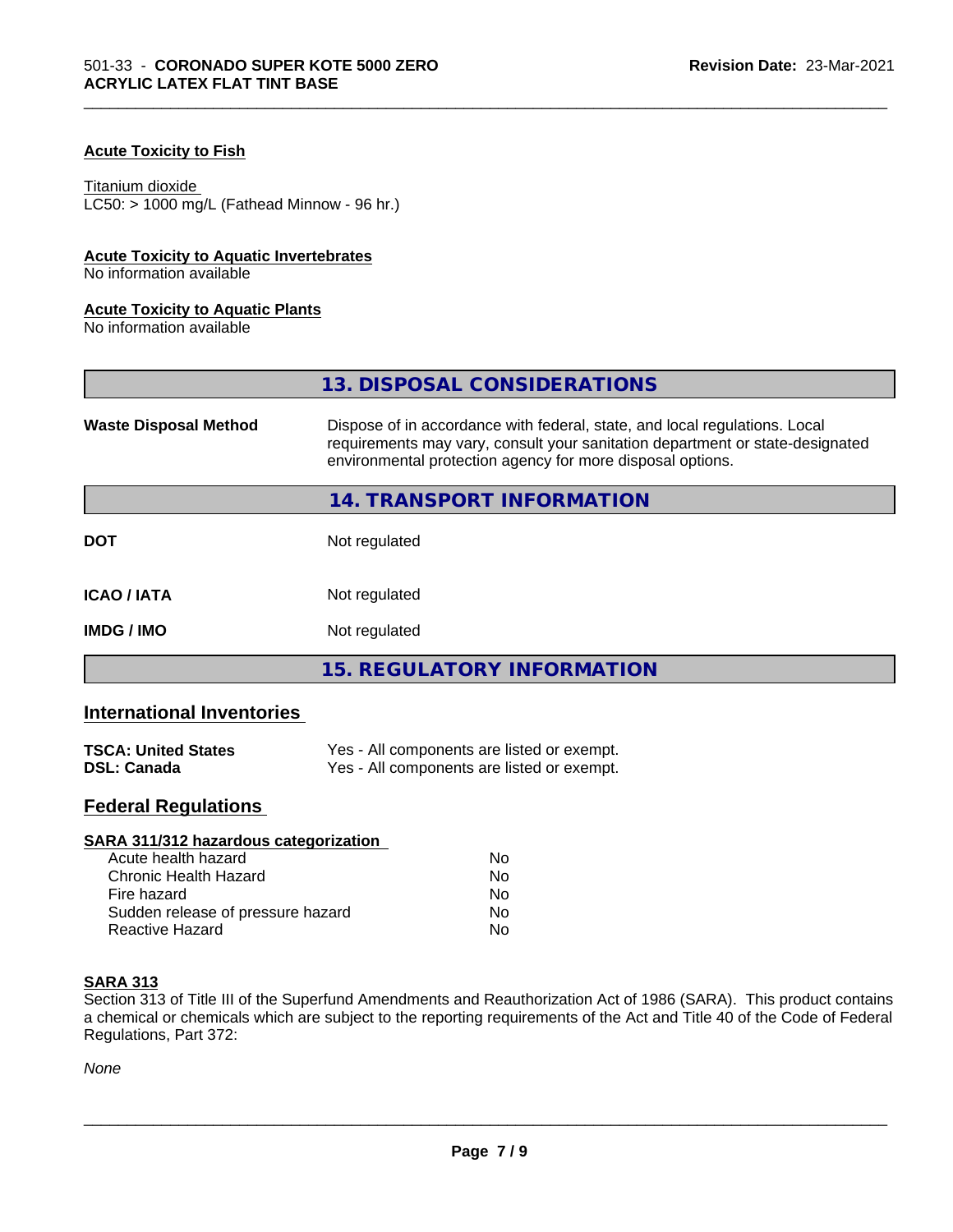**Acute Toxicity to Fish**

Titanium dioxide
LC50: > 1000 mg/L (Fathead Minnow - 96 hr.)

**Acute Toxicity to Aquatic Invertebrates**
No information available

**Acute Toxicity to Aquatic Plants**
No information available

## 13. DISPOSAL CONSIDERATIONS

| | |
|---|---|
| **Waste Disposal Method** | Dispose of in accordance with federal, state, and local regulations. Local requirements may vary, consult your sanitation department or state-designated environmental protection agency for more disposal options. |

## 14. TRANSPORT INFORMATION

| | |
|---|---|
| **DOT** | Not regulated |
| **ICAO / IATA** | Not regulated |
| **IMDG / IMO** | Not regulated |

## 15. REGULATORY INFORMATION

### International Inventories

| | |
|---|---|
| **TSCA: United States** | Yes - All components are listed or exempt. |
| **DSL: Canada** | Yes - All components are listed or exempt. |

### Federal Regulations

**SARA 311/312 hazardous categorization**

| | |
|---|---|
| Acute health hazard | No |
| Chronic Health Hazard | No |
| Fire hazard | No |
| Sudden release of pressure hazard | No |
| Reactive Hazard | No |

**SARA 313**
Section 313 of Title III of the Superfund Amendments and Reauthorization Act of 1986 (SARA). This product contains a chemical or chemicals which are subject to the reporting requirements of the Act and Title 40 of the Code of Federal Regulations, Part 372:

*None*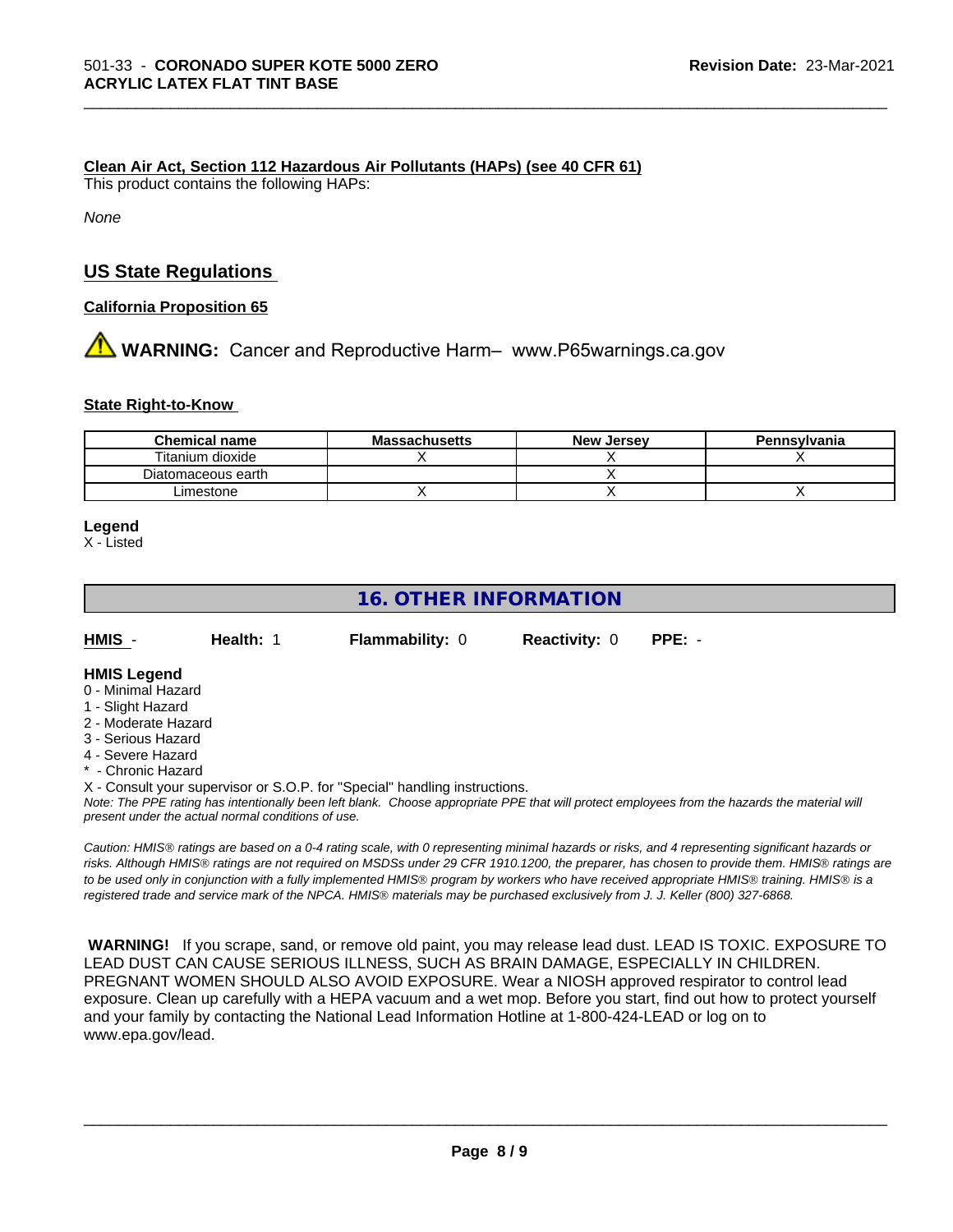**Clean Air Act, Section 112 Hazardous Air Pollutants (HAPs) (see 40 CFR 61)**

This product contains the following HAPs:

*None*

## US State Regulations

**California Proposition 65**

⚠ **WARNING:** Cancer and Reproductive Harm– www.P65warnings.ca.gov

**State Right-to-Know**

| Chemical name | Massachusetts | New Jersey | Pennsylvania |
| --- | --- | --- | --- |
| Titanium dioxide | X | X | X |
| Diatomaceous earth | | X | |
| Limestone | X | X | X |

**Legend**

X - Listed

## 16. OTHER INFORMATION

**HMIS** - **Health:** 1 **Flammability:** 0 **Reactivity:** 0 **PPE:** -

**HMIS Legend**

0 - Minimal Hazard
1 - Slight Hazard
2 - Moderate Hazard
3 - Serious Hazard
4 - Severe Hazard
* - Chronic Hazard

X - Consult your supervisor or S.O.P. for "Special" handling instructions.

*Note: The PPE rating has intentionally been left blank. Choose appropriate PPE that will protect employees from the hazards the material will present under the actual normal conditions of use.*

*Caution: HMIS® ratings are based on a 0-4 rating scale, with 0 representing minimal hazards or risks, and 4 representing significant hazards or risks. Although HMIS® ratings are not required on MSDSs under 29 CFR 1910.1200, the preparer, has chosen to provide them. HMIS® ratings are to be used only in conjunction with a fully implemented HMIS® program by workers who have received appropriate HMIS® training. HMIS® is a registered trade and service mark of the NPCA. HMIS® materials may be purchased exclusively from J. J. Keller (800) 327-6868.*

**WARNING!** If you scrape, sand, or remove old paint, you may release lead dust. LEAD IS TOXIC. EXPOSURE TO LEAD DUST CAN CAUSE SERIOUS ILLNESS, SUCH AS BRAIN DAMAGE, ESPECIALLY IN CHILDREN. PREGNANT WOMEN SHOULD ALSO AVOID EXPOSURE. Wear a NIOSH approved respirator to control lead exposure. Clean up carefully with a HEPA vacuum and a wet mop. Before you start, find out how to protect yourself and your family by contacting the National Lead Information Hotline at 1-800-424-LEAD or log on to www.epa.gov/lead.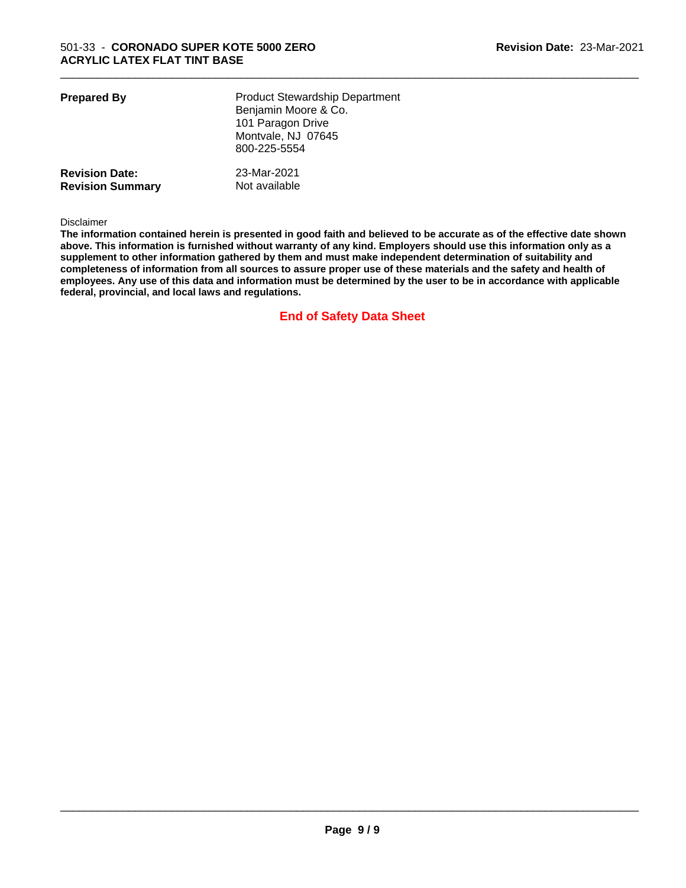| | |
|---|---|
| **Prepared By** | Product Stewardship Department<br>Benjamin Moore & Co.<br>101 Paragon Drive<br>Montvale, NJ 07645<br>800-225-5554 |
| **Revision Date:** | 23-Mar-2021 |
| **Revision Summary** | Not available |

Disclaimer

**The information contained herein is presented in good faith and believed to be accurate as of the effective date shown above. This information is furnished without warranty of any kind. Employers should use this information only as a supplement to other information gathered by them and must make independent determination of suitability and completeness of information from all sources to assure proper use of these materials and the safety and health of employees. Any use of this data and information must be determined by the user to be in accordance with applicable federal, provincial, and local laws and regulations.**

**End of Safety Data Sheet**